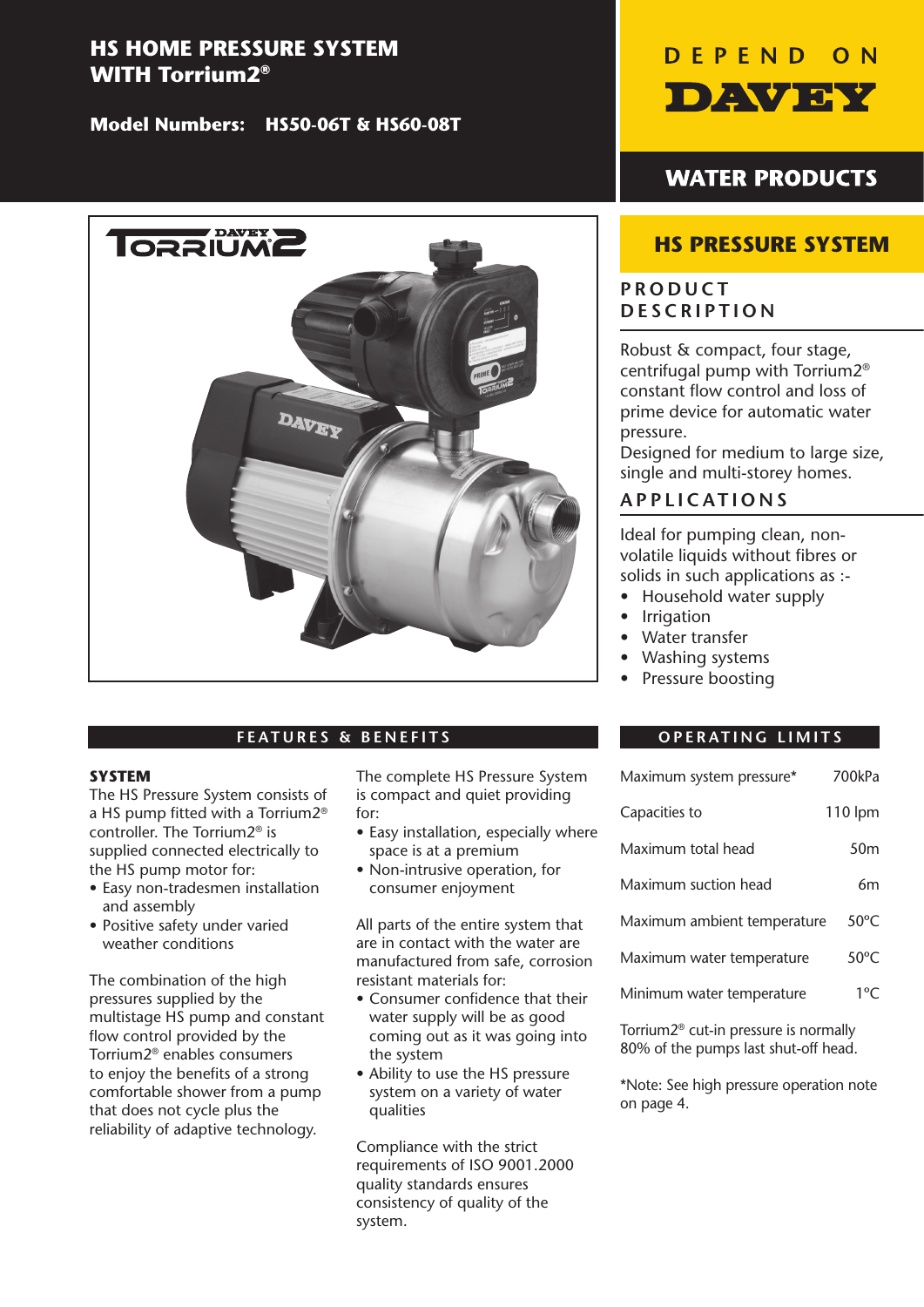# HS HOME PRESSURE SYSTEM WITH Torrium2®

**Model Numbers: HS50-06T & HS60-08T**

DEPEND ON DAVEY

WATER PRODUCTS

## HS PRESSURE SYSTEM

### PRODUCT DESCRIPTION

Robust & compact, four stage, centrifugal pump with Torrium2® constant flow control and loss of prime device for automatic water pressure.

Designed for medium to large size, single and multi-storey homes.

### APPLICATIONS

Ideal for pumping clean, non-volatile liquids without fibres or solids in such applications as :-

- Household water supply
- Irrigation
- Water transfer
- Washing systems
- Pressure boosting

## FEATURES & BENEFITS

**SYSTEM**

The HS Pressure System consists of a HS pump fitted with a Torrium2® controller. The Torrium2® is supplied connected electrically to the HS pump motor for:

- Easy non-tradesmen installation and assembly
- Positive safety under varied weather conditions

The combination of the high pressures supplied by the multistage HS pump and constant flow control provided by the Torrium2® enables consumers to enjoy the benefits of a strong comfortable shower from a pump that does not cycle plus the reliability of adaptive technology.

The complete HS Pressure System is compact and quiet providing for:

- Easy installation, especially where space is at a premium
- Non-intrusive operation, for consumer enjoyment

All parts of the entire system that are in contact with the water are manufactured from safe, corrosion resistant materials for:

- Consumer confidence that their water supply will be as good coming out as it was going into the system
- Ability to use the HS pressure system on a variety of water qualities

Compliance with the strict requirements of ISO 9001.2000 quality standards ensures consistency of quality of the system.

## OPERATING LIMITS

| | |
|---|---|
| Maximum system pressure* | 700kPa |
| Capacities to | 110 lpm |
| Maximum total head | 50m |
| Maximum suction head | 6m |
| Maximum ambient temperature | 50ºC |
| Maximum water temperature | 50ºC |
| Minimum water temperature | 1ºC |

Torrium2® cut-in pressure is normally 80% of the pumps last shut-off head.

*Note: See high pressure operation note on page 4.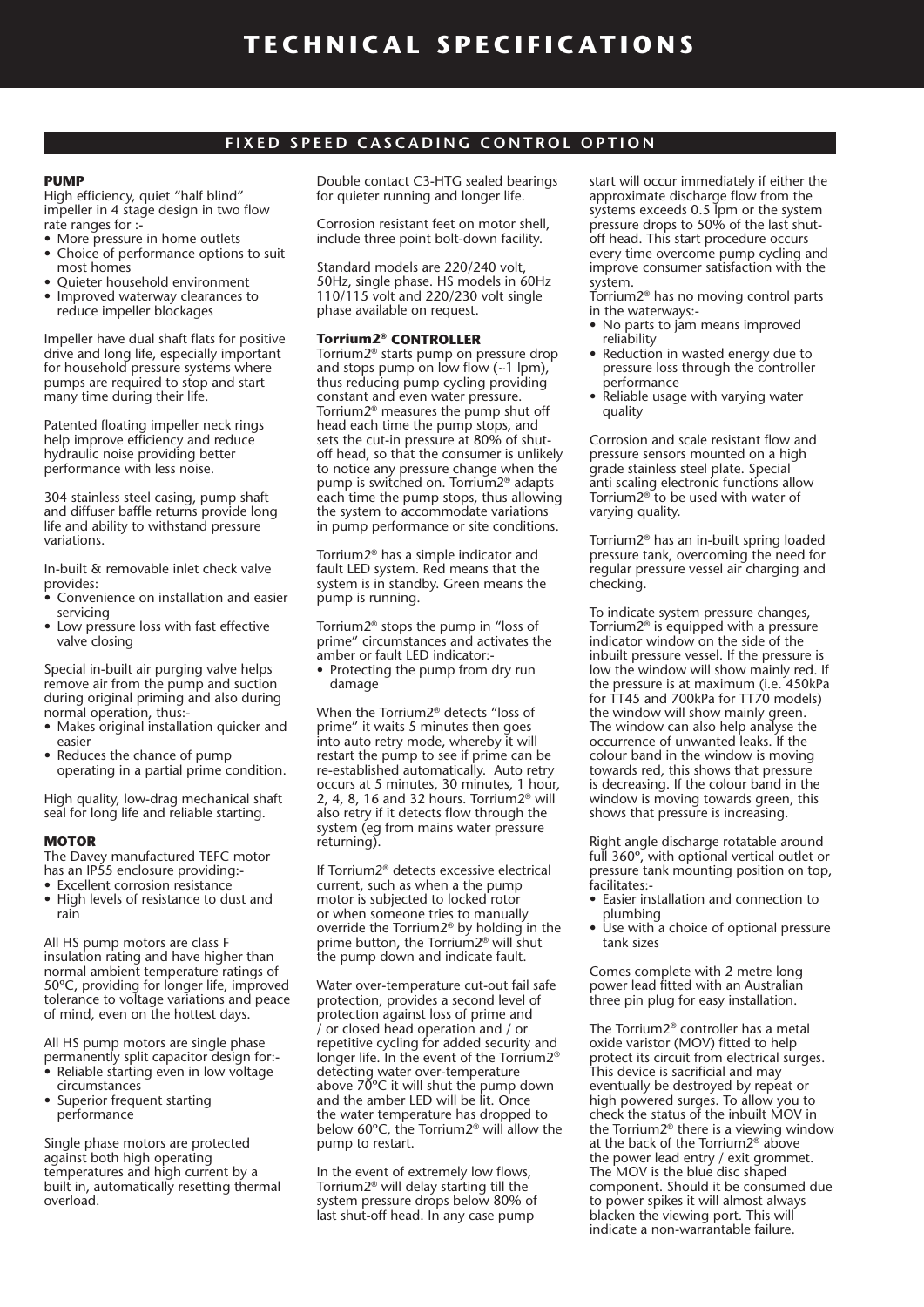# TECHNICAL SPECIFICATIONS

## FIXED SPEED CASCADING CONTROL OPTION

### PUMP

High efficiency, quiet "half blind" impeller in 4 stage design in two flow rate ranges for :-

- More pressure in home outlets
- Choice of performance options to suit most homes
- Quieter household environment
- Improved waterway clearances to reduce impeller blockages

Impeller have dual shaft flats for positive drive and long life, especially important for household pressure systems where pumps are required to stop and start many time during their life.

Patented floating impeller neck rings help improve efficiency and reduce hydraulic noise providing better performance with less noise.

304 stainless steel casing, pump shaft and diffuser baffle returns provide long life and ability to withstand pressure variations.

In-built & removable inlet check valve provides:

- Convenience on installation and easier servicing
- Low pressure loss with fast effective valve closing

Special in-built air purging valve helps remove air from the pump and suction during original priming and also during normal operation, thus:-

- Makes original installation quicker and easier
- Reduces the chance of pump operating in a partial prime condition.

High quality, low-drag mechanical shaft seal for long life and reliable starting.

### MOTOR

The Davey manufactured TEFC motor has an IP55 enclosure providing:-

- Excellent corrosion resistance
- High levels of resistance to dust and rain

All HS pump motors are class F insulation rating and have higher than normal ambient temperature ratings of 50ºC, providing for longer life, improved tolerance to voltage variations and peace of mind, even on the hottest days.

All HS pump motors are single phase permanently split capacitor design for:-

- Reliable starting even in low voltage circumstances
- Superior frequent starting performance

Single phase motors are protected against both high operating temperatures and high current by a built in, automatically resetting thermal overload.

Double contact C3-HTG sealed bearings for quieter running and longer life.

Corrosion resistant feet on motor shell, include three point bolt-down facility.

Standard models are 220/240 volt, 50Hz, single phase. HS models in 60Hz 110/115 volt and 220/230 volt single phase available on request.

### Torrium2® CONTROLLER

Torrium2® starts pump on pressure drop and stops pump on low flow (~1 lpm), thus reducing pump cycling providing constant and even water pressure. Torrium2® measures the pump shut off head each time the pump stops, and sets the cut-in pressure at 80% of shut-off head, so that the consumer is unlikely to notice any pressure change when the pump is switched on. Torrium2® adapts each time the pump stops, thus allowing the system to accommodate variations in pump performance or site conditions.

Torrium2® has a simple indicator and fault LED system. Red means that the system is in standby. Green means the pump is running.

Torrium2® stops the pump in "loss of prime" circumstances and activates the amber or fault LED indicator:-

- Protecting the pump from dry run damage

When the Torrium2® detects "loss of prime" it waits 5 minutes then goes into auto retry mode, whereby it will restart the pump to see if prime can be re-established automatically. Auto retry occurs at 5 minutes, 30 minutes, 1 hour, 2, 4, 8, 16 and 32 hours. Torrium2® will also retry if it detects flow through the system (eg from mains water pressure returning).

If Torrium2® detects excessive electrical current, such as when a the pump motor is subjected to locked rotor or when someone tries to manually override the Torrium2® by holding in the prime button, the Torrium2® will shut the pump down and indicate fault.

Water over-temperature cut-out fail safe protection, provides a second level of protection against loss of prime and / or closed head operation and / or repetitive cycling for added security and longer life. In the event of the Torrium2® detecting water over-temperature above 70ºC it will shut the pump down and the amber LED will be lit. Once the water temperature has dropped to below 60ºC, the Torrium2® will allow the pump to restart.

In the event of extremely low flows, Torrium2® will delay starting till the system pressure drops below 80% of last shut-off head. In any case pump start will occur immediately if either the approximate discharge flow from the systems exceeds 0.5 lpm or the system pressure drops to 50% of the last shut-off head. This start procedure occurs every time overcome pump cycling and improve consumer satisfaction with the system.

Torrium2® has no moving control parts in the waterways:-

- No parts to jam means improved reliability
- Reduction in wasted energy due to pressure loss through the controller performance
- Reliable usage with varying water quality

Corrosion and scale resistant flow and pressure sensors mounted on a high grade stainless steel plate. Special anti scaling electronic functions allow Torrium2® to be used with water of varying quality.

Torrium2® has an in-built spring loaded pressure tank, overcoming the need for regular pressure vessel air charging and checking.

To indicate system pressure changes, Torrium2® is equipped with a pressure indicator window on the side of the inbuilt pressure vessel. If the pressure is low the window will show mainly red. If the pressure is at maximum (i.e. 450kPa for TT45 and 700kPa for TT70 models) the window will show mainly green. The window can also help analyse the occurrence of unwanted leaks. If the colour band in the window is moving towards red, this shows that pressure is decreasing. If the colour band in the window is moving towards green, this shows that pressure is increasing.

Right angle discharge rotatable around full 360º, with optional vertical outlet or pressure tank mounting position on top, facilitates:-

- Easier installation and connection to plumbing
- Use with a choice of optional pressure tank sizes

Comes complete with 2 metre long power lead fitted with an Australian three pin plug for easy installation.

The Torrium2® controller has a metal oxide varistor (MOV) fitted to help protect its circuit from electrical surges. This device is sacrificial and may eventually be destroyed by repeat or high powered surges. To allow you to check the status of the inbuilt MOV in the Torrium2® there is a viewing window at the back of the Torrium2® above the power lead entry / exit grommet. The MOV is the blue disc shaped component. Should it be consumed due to power spikes it will almost always blacken the viewing port. This will indicate a non-warrantable failure.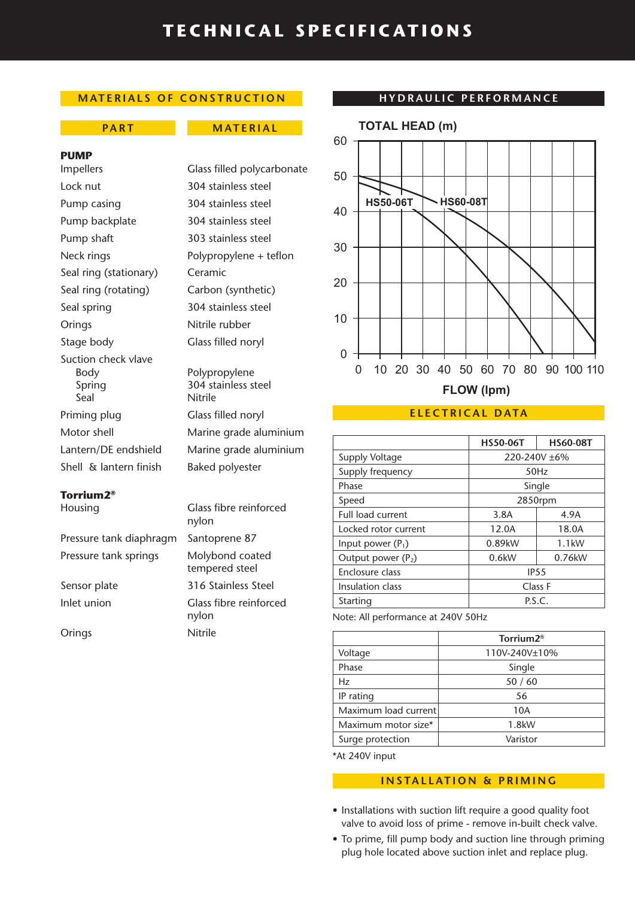# TECHNICAL SPECIFICATIONS

## MATERIALS OF CONSTRUCTION

| PART | MATERIAL |
|---|---|
| **PUMP** | |
| Impellers | Glass filled polycarbonate |
| Lock nut | 304 stainless steel |
| Pump casing | 304 stainless steel |
| Pump backplate | 304 stainless steel |
| Pump shaft | 303 stainless steel |
| Neck rings | Polypropylene + teflon |
| Seal ring (stationary) | Ceramic |
| Seal ring (rotating) | Carbon (synthetic) |
| Seal spring | 304 stainless steel |
| Orings | Nitrile rubber |
| Stage body | Glass filled noryl |
| Suction check vlave | |
| Body | Polypropylene |
| Spring | 304 stainless steel |
| Seal | Nitrile |
| Priming plug | Glass filled noryl |
| Motor shell | Marine grade aluminium |
| Lantern/DE endshield | Marine grade aluminium |
| Shell & lantern finish | Baked polyester |
| **Torrium2®** | |
| Housing | Glass fibre reinforced nylon |
| Pressure tank diaphragm | Santoprene 87 |
| Pressure tank springs | Molybond coated tempered steel |
| Sensor plate | 316 Stainless Steel |
| Inlet union | Glass fibre reinforced nylon |
| Orings | Nitrile |

## HYDRAULIC PERFORMANCE

TOTAL HEAD (m)

HS50-06T, HS60-08T

FLOW (lpm)

## ELECTRICAL DATA

| | HS50-06T | HS60-08T |
|---|---|---|
| Supply Voltage | 220-240V ±6% | |
| Supply frequency | 50Hz | |
| Phase | Single | |
| Speed | 2850rpm | |
| Full load current | 3.8A | 4.9A |
| Locked rotor current | 12.0A | 18.0A |
| Input power ($P_1$) | 0.89kW | 1.1kW |
| Output power ($P_2$) | 0.6kW | 0.76kW |
| Enclosure class | IP55 | |
| Insulation class | Class F | |
| Starting | P.S.C. | |

Note: All performance at 240V 50Hz

| | Torrium2® |
|---|---|
| Voltage | 110V-240V±10% |
| Phase | Single |
| Hz | 50 / 60 |
| IP rating | 56 |
| Maximum load current | 10A |
| Maximum motor size* | 1.8kW |
| Surge protection | Varistor |

*At 240V input

## INSTALLATION & PRIMING

- Installations with suction lift require a good quality foot valve to avoid loss of prime - remove in-built check valve.
- To prime, fill pump body and suction line through priming plug hole located above suction inlet and replace plug.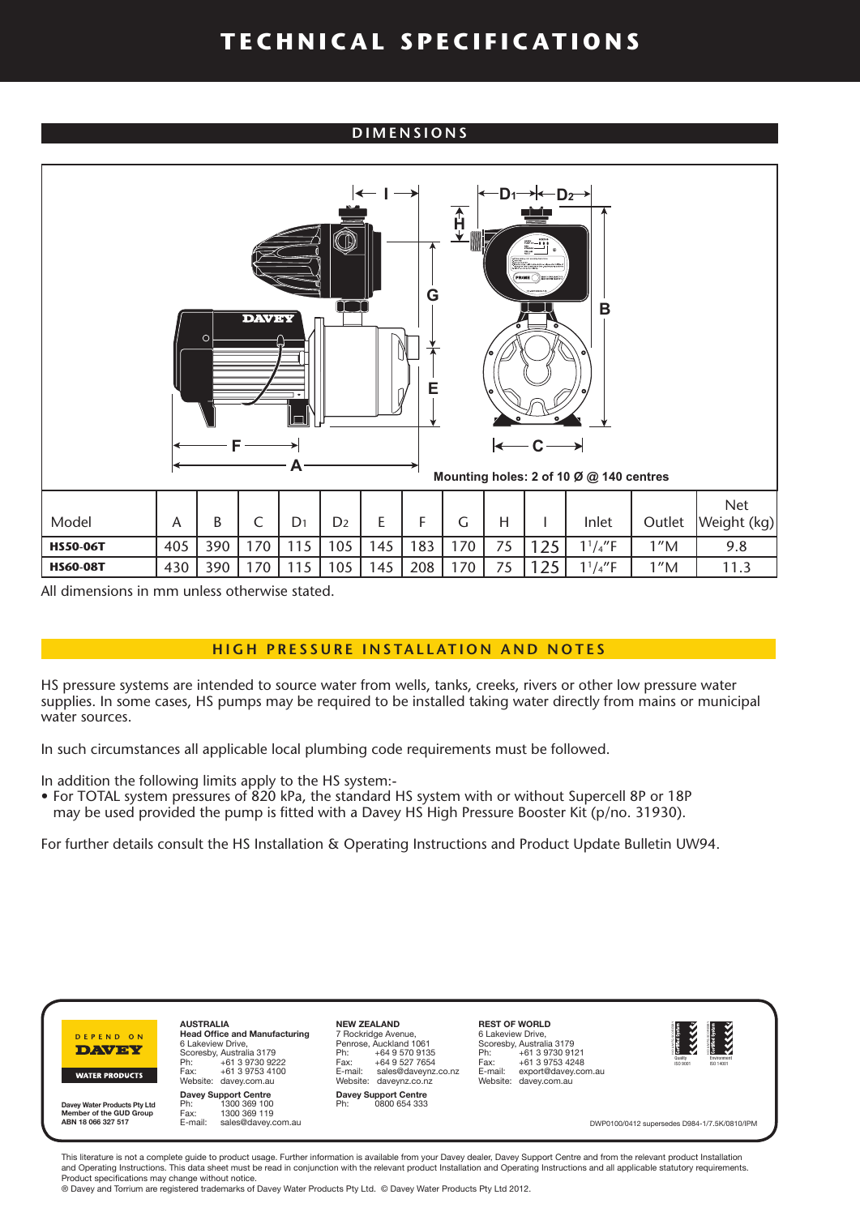# TECHNICAL SPECIFICATIONS

## DIMENSIONS

I

D1 D2

H

G

B

E

F

C

A

Mounting holes: 2 of 10 Ø @ 140 centres

| Model | A | B | C | $D_1$ | $D_2$ | E | F | G | H | I | Inlet | Outlet | Net Weight (kg) |
|---|---|---|---|---|---|---|---|---|---|---|---|---|---|
| **HS50-06T** | 405 | 390 | 170 | 115 | 105 | 145 | 183 | 170 | 75 | 125 | 1¼"F | 1"M | 9.8 |
| **HS60-08T** | 430 | 390 | 170 | 115 | 105 | 145 | 208 | 170 | 75 | 125 | 1¼"F | 1"M | 11.3 |

All dimensions in mm unless otherwise stated.

## HIGH PRESSURE INSTALLATION AND NOTES

HS pressure systems are intended to source water from wells, tanks, creeks, rivers or other low pressure water supplies. In some cases, HS pumps may be required to be installed taking water directly from mains or municipal water sources.

In such circumstances all applicable local plumbing code requirements must be followed.

In addition the following limits apply to the HS system:-

- For TOTAL system pressures of 820 kPa, the standard HS system with or without Supercell 8P or 18P may be used provided the pump is fitted with a Davey HS High Pressure Booster Kit (p/no. 31930).

For further details consult the HS Installation & Operating Instructions and Product Update Bulletin UW94.

DEPEND ON DAVEY
WATER PRODUCTS

Davey Water Products Pty Ltd
Member of the GUD Group
ABN 18 066 327 517

**AUSTRALIA**
**Head Office and Manufacturing**
6 Lakeview Drive,
Scoresby, Australia 3179
Ph: +61 3 9730 9222
Fax: +61 3 9753 4100
Website: davey.com.au

**Davey Support Centre**
Ph: 1300 369 100
Fax: 1300 369 119
E-mail: sales@davey.com.au

**NEW ZEALAND**
7 Rockridge Avenue,
Penrose, Auckland 1061
Ph: +64 9 570 9135
Fax: +64 9 527 7654
E-mail: sales@daveynz.co.nz
Website: daveynz.co.nz

**Davey Support Centre**
Ph: 0800 654 333

**REST OF WORLD**
6 Lakeview Drive,
Scoresby, Australia 3179
Ph: +61 3 9730 9121
Fax: +61 3 9753 4248
E-mail: export@davey.com.au
Website: davey.com.au

Quality ISO 9001 Environment ISO 14001

DWP0100/0412 supersedes D984-1/7.5K/0810/IPM

This literature is not a complete guide to product usage. Further information is available from your Davey dealer, Davey Support Centre and from the relevant product Installation and Operating Instructions. This data sheet must be read in conjunction with the relevant product Installation and Operating Instructions and all applicable statutory requirements. Product specifications may change without notice.
® Davey and Torrium are registered trademarks of Davey Water Products Pty Ltd. © Davey Water Products Pty Ltd 2012.